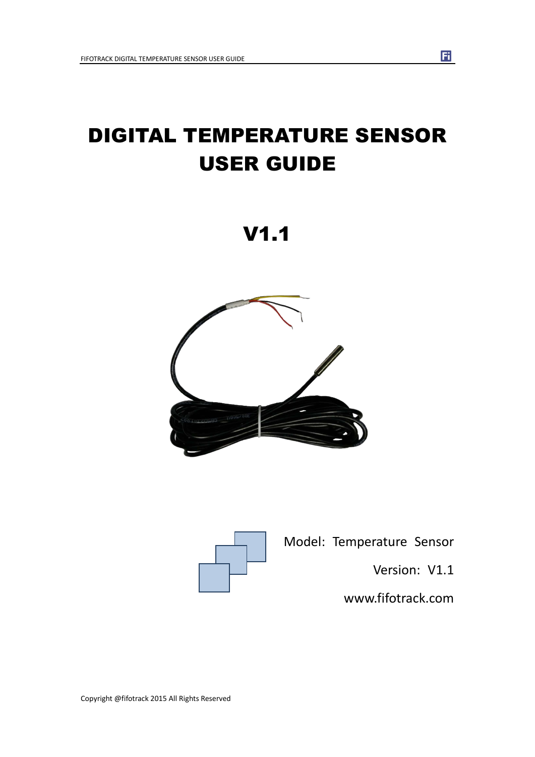# DIGITAL TEMPERATURE SENSOR USER GUIDE

# V1.1

Model: Temperature Sensor

Version: V1.1

www.fifotrack.com

Copyright @fifotrack 2015 All Rights Reserved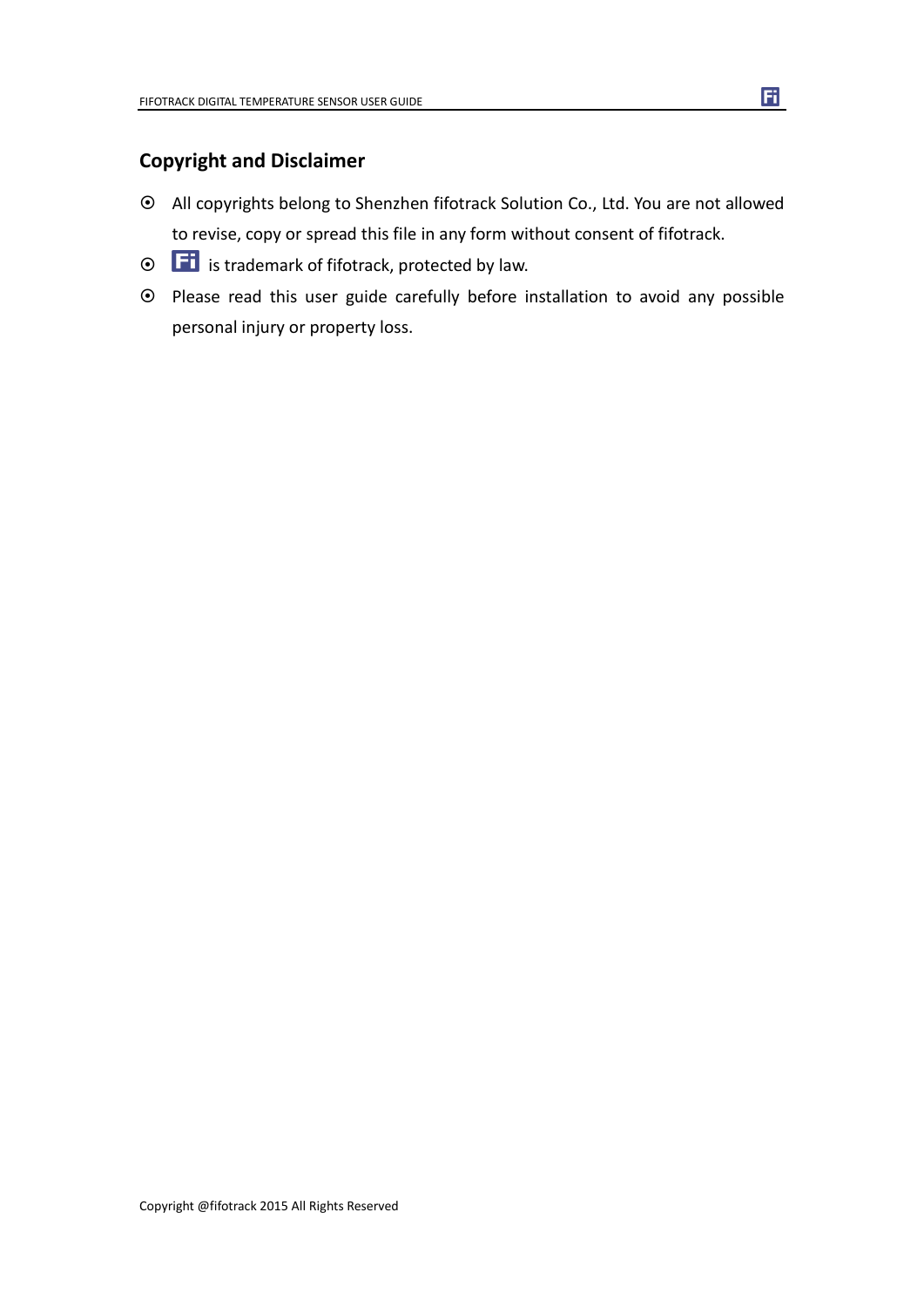## Copyright and Disclaimer

- All copyrights belong to Shenzhen fifotrack Solution Co., Ltd. You are not allowed to revise, copy or spread this file in any form without consent of fifotrack.
- Fi is trademark of fifotrack, protected by law.
- Please read this user guide carefully before installation to avoid any possible personal injury or property loss.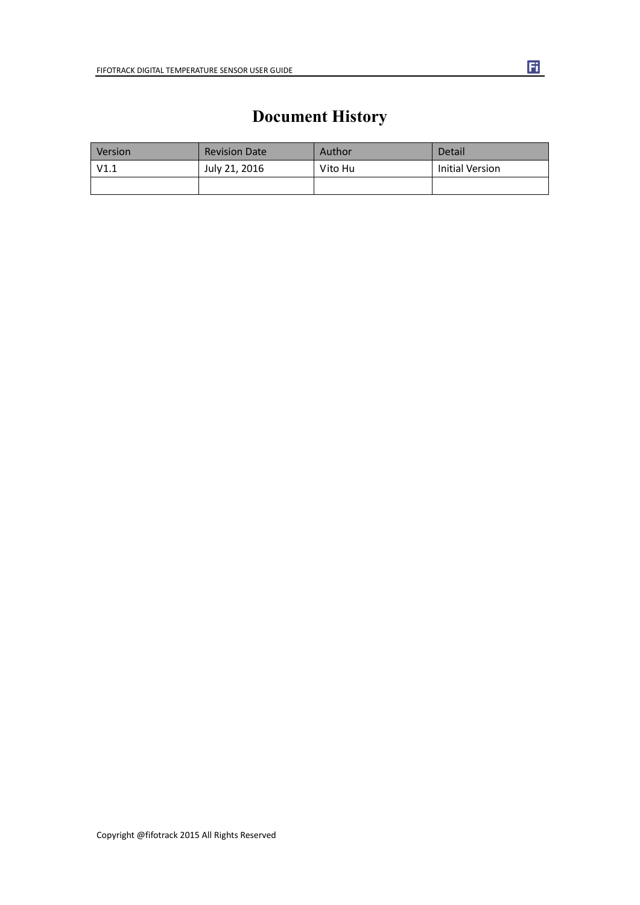# Document History

| Version | Revision Date | Author | Detail |
| --- | --- | --- | --- |
| V1.1 | July 21, 2016 | Vito Hu | Initial Version |
| | | | |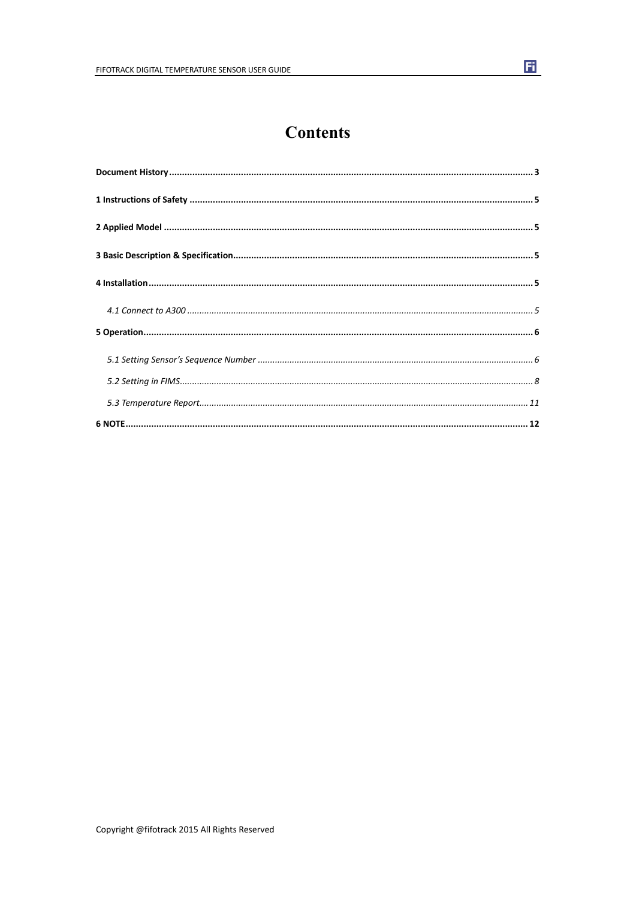# Contents

**Document History** .......... **3**

**1 Instructions of Safety** .......... **5**

**2 Applied Model** .......... **5**

**3 Basic Description & Specification** .......... **5**

**4 Installation** .......... **5**

*4.1 Connect to A300* .......... *5*

**5 Operation** .......... **6**

*5.1 Setting Sensor's Sequence Number* .......... *6*

*5.2 Setting in FIMS* .......... *8*

*5.3 Temperature Report* .......... *11*

**6 NOTE** .......... **12**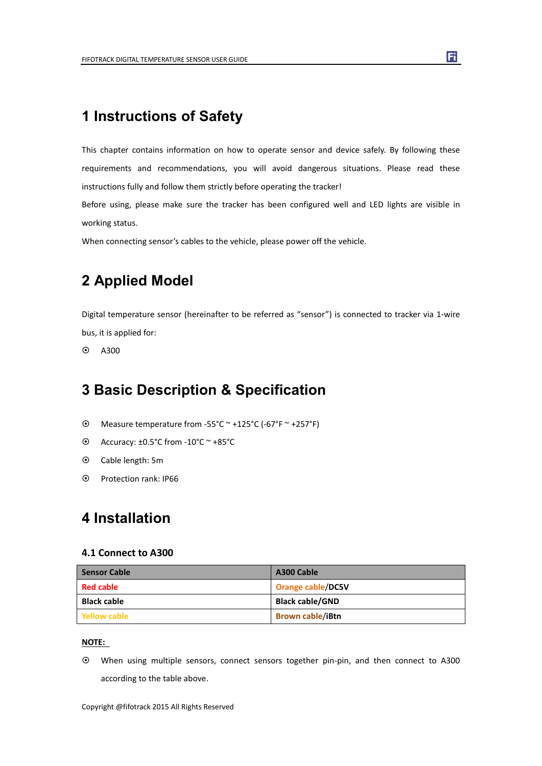# 1 Instructions of Safety

This chapter contains information on how to operate sensor and device safely. By following these requirements and recommendations, you will avoid dangerous situations. Please read these instructions fully and follow them strictly before operating the tracker!

Before using, please make sure the tracker has been configured well and LED lights are visible in working status.

When connecting sensor's cables to the vehicle, please power off the vehicle.

# 2 Applied Model

Digital temperature sensor (hereinafter to be referred as "sensor") is connected to tracker via 1-wire bus, it is applied for:

- A300

# 3 Basic Description & Specification

- Measure temperature from -55°C ~ +125°C (-67°F ~ +257°F)
- Accuracy: ±0.5°C from -10°C ~ +85°C
- Cable length: 5m
- Protection rank: IP66

# 4 Installation

## 4.1 Connect to A300

| Sensor Cable | A300 Cable |
|---|---|
| **Red cable** | **Orange cable/DC5V** |
| **Black cable** | **Black cable/GND** |
| **Yellow cable** | **Brown cable/iBtn** |

**NOTE:**

- When using multiple sensors, connect sensors together pin-pin, and then connect to A300 according to the table above.

Copyright @fifotrack 2015 All Rights Reserved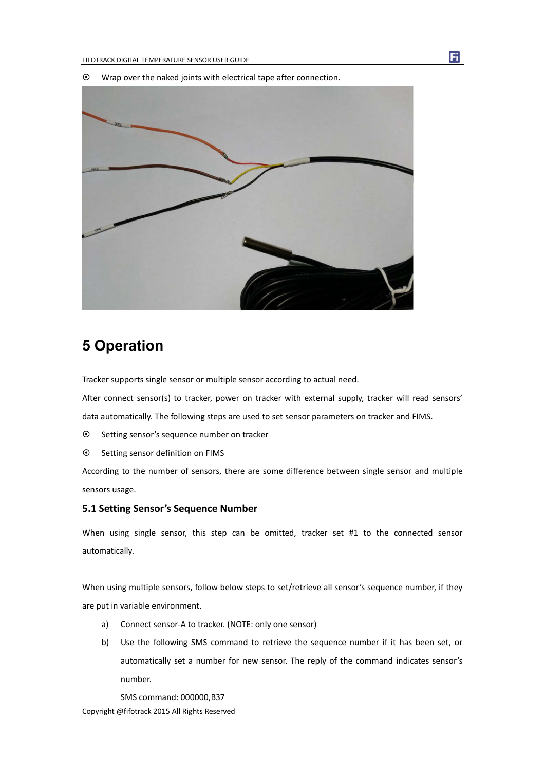- Wrap over the naked joints with electrical tape after connection.

# 5 Operation

Tracker supports single sensor or multiple sensor according to actual need.

After connect sensor(s) to tracker, power on tracker with external supply, tracker will read sensors' data automatically. The following steps are used to set sensor parameters on tracker and FIMS.

- Setting sensor's sequence number on tracker
- Setting sensor definition on FIMS

According to the number of sensors, there are some difference between single sensor and multiple sensors usage.

## 5.1 Setting Sensor's Sequence Number

When using single sensor, this step can be omitted, tracker set #1 to the connected sensor automatically.

When using multiple sensors, follow below steps to set/retrieve all sensor's sequence number, if they are put in variable environment.

a) Connect sensor-A to tracker. (NOTE: only one sensor)

b) Use the following SMS command to retrieve the sequence number if it has been set, or automatically set a number for new sensor. The reply of the command indicates sensor's number.

   SMS command: 000000,B37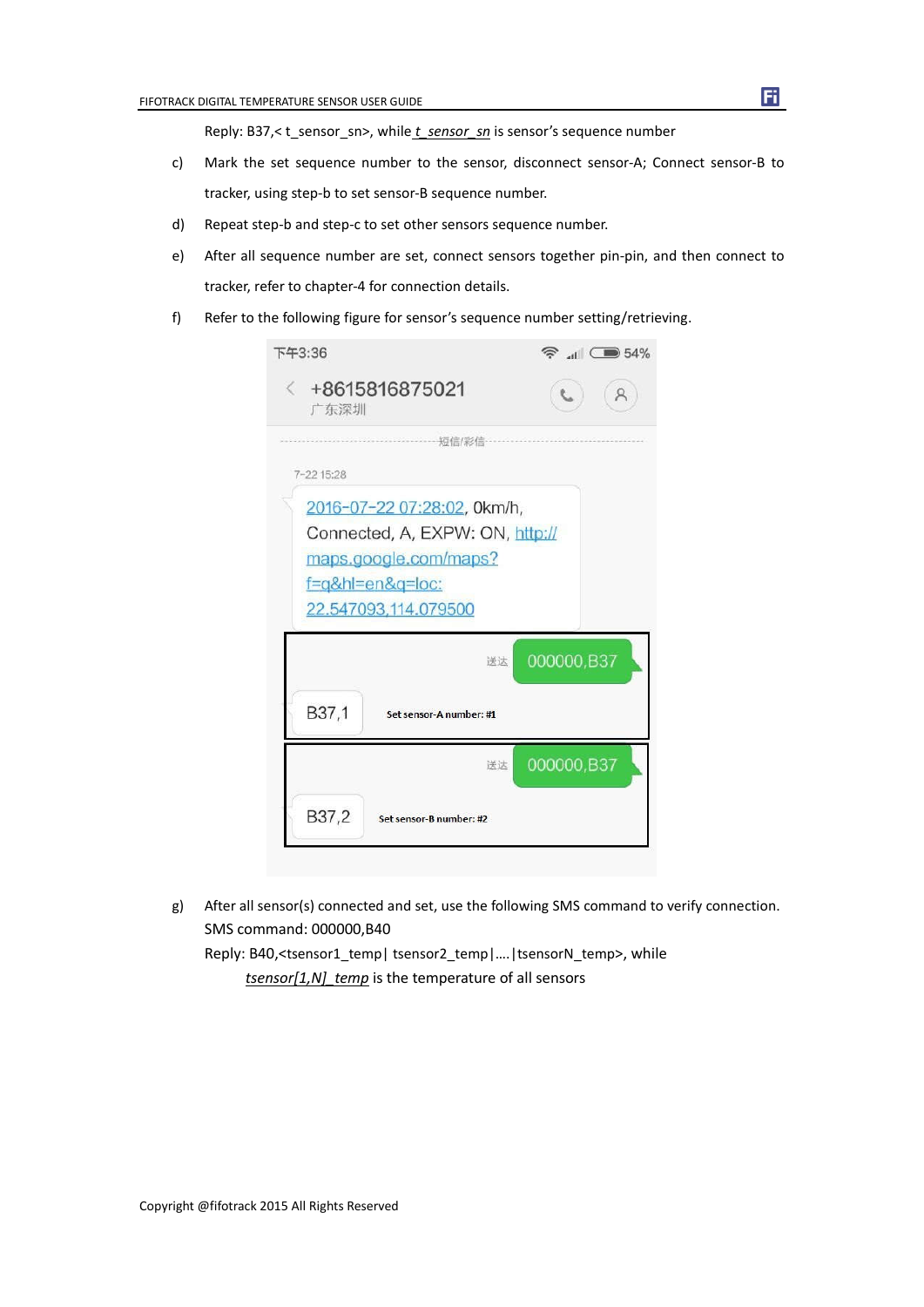Reply: B37,< t_sensor_sn>, while *t_sensor_sn* is sensor's sequence number

c) Mark the set sequence number to the sensor, disconnect sensor-A; Connect sensor-B to tracker, using step-b to set sensor-B sequence number.

d) Repeat step-b and step-c to set other sensors sequence number.

e) After all sequence number are set, connect sensors together pin-pin, and then connect to tracker, refer to chapter-4 for connection details.

f) Refer to the following figure for sensor's sequence number setting/retrieving.

g) After all sensor(s) connected and set, use the following SMS command to verify connection.
SMS command: 000000,B40
Reply: B40,<tsensor1_temp| tsensor2_temp|….|tsensorN_temp>, while
*tsensor[1,N]_temp* is the temperature of all sensors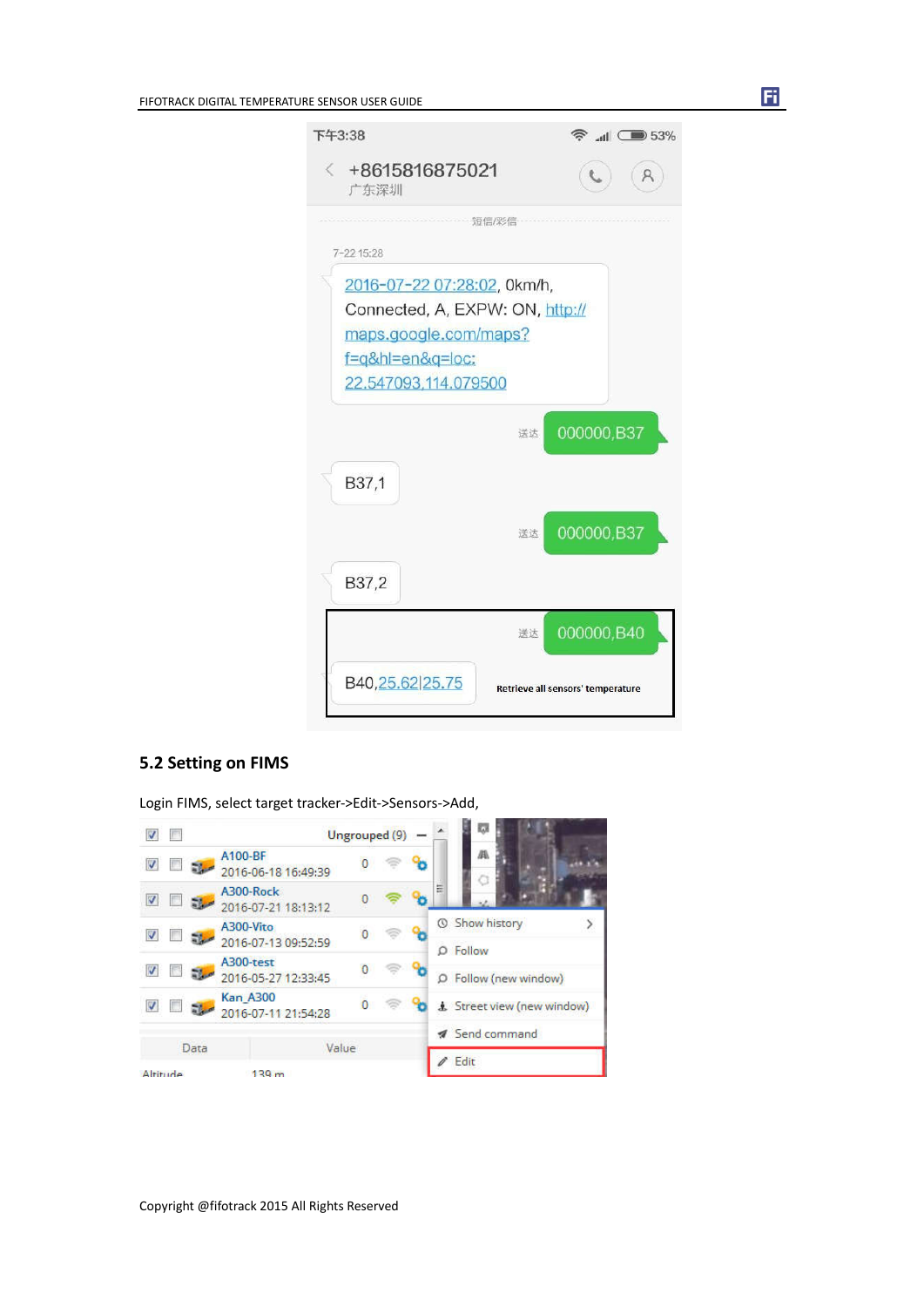## 5.2 Setting on FIMS

Login FIMS, select target tracker->Edit->Sensors->Add,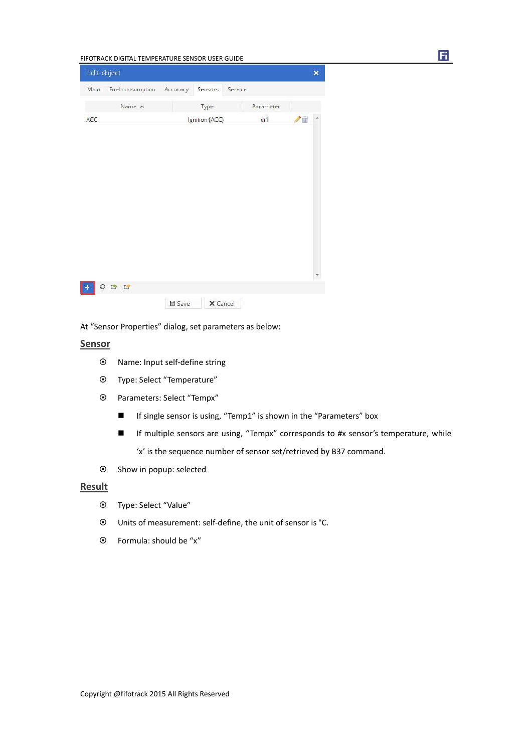At “Sensor Properties” dialog, set parameters as below:

## Sensor

- Name: Input self-define string
- Type: Select “Temperature”
- Parameters: Select “Tempx”
  - If single sensor is using, “Temp1” is shown in the “Parameters” box
  - If multiple sensors are using, “Tempx” corresponds to #x sensor’s temperature, while ‘x’ is the sequence number of sensor set/retrieved by B37 command.
- Show in popup: selected

## Result

- Type: Select “Value”
- Units of measurement: self-define, the unit of sensor is °C.
- Formula: should be “x”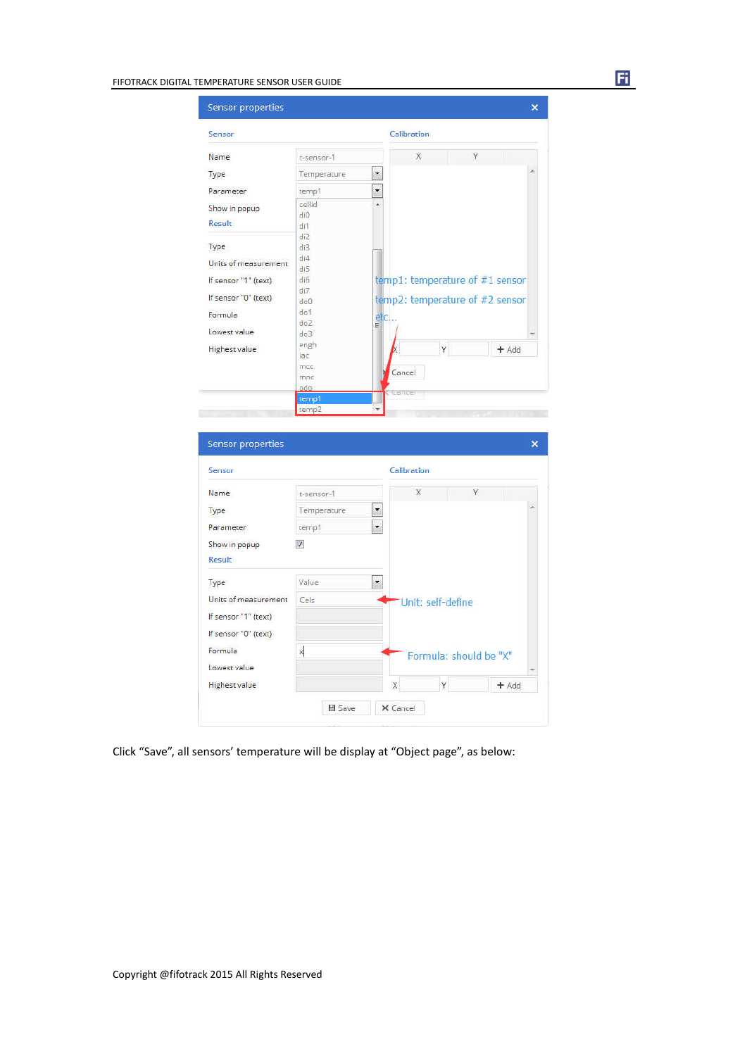Sensor properties

| Sensor | |
|---|---|
| Name | t-sensor-1 |
| Type | Temperature |
| Parameter | temp1 |
| Show in popup | |

Result

Type

Units of measurement

If sensor "1" (text)

If sensor "0" (text)

Formula

Lowest value

Highest value

Parameter list: cellid, di0, di1, di2, di3, di4, di5, di6, di7, do0, do1, do2, do3, engh, iac, mcc, mnc, odo, temp1, temp2

Calibration: X, Y, + Add

temp1: temperature of #1 sensor

temp2: temperature of #2 sensor

etc...

Cancel

Sensor properties

| Sensor | |
|---|---|
| Name | t-sensor-1 |
| Type | Temperature |
| Parameter | temp1 |
| Show in popup | ☑ |

Result

| | |
|---|---|
| Type | Value |
| Units of measurement | Cels |
| If sensor "1" (text) | |
| If sensor "0" (text) | |
| Formula | x |
| Lowest value | |
| Highest value | |

Unit: self-define

Formula: should be "X"

Calibration: X, Y, + Add

Save   Cancel

Click "Save", all sensors' temperature will be display at "Object page", as below: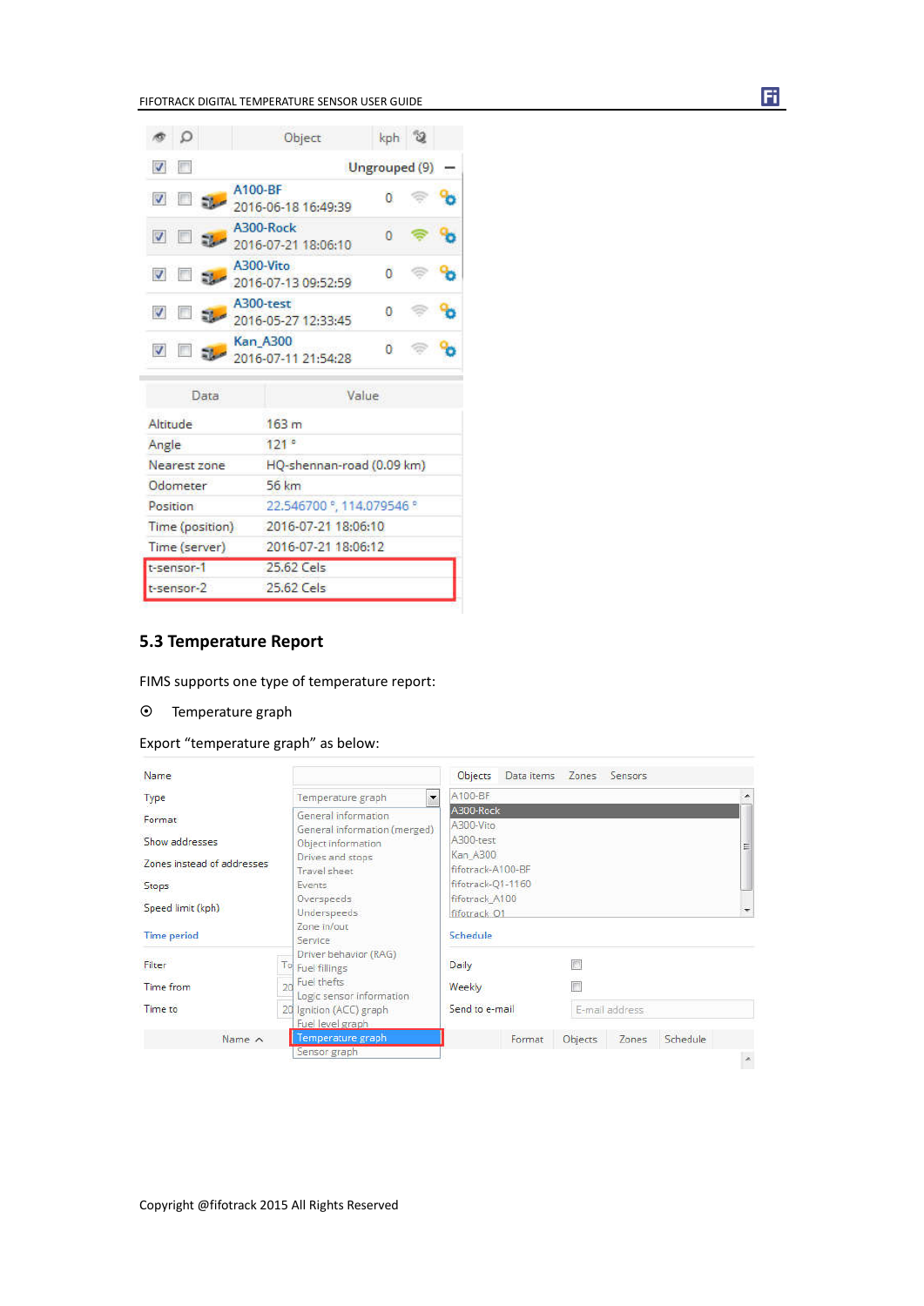| | | Object | kph | |
|---|---|---|---|---|
| ☑ | ☐ | Ungrouped (9) | | — |
| ☑ | ☐ | A100-BF 2016-06-18 16:49:39 | 0 | |
| ☑ | ☐ | A300-Rock 2016-07-21 18:06:10 | 0 | |
| ☑ | ☐ | A300-Vito 2016-07-13 09:52:59 | 0 | |
| ☑ | ☐ | A300-test 2016-05-27 12:33:45 | 0 | |
| ☑ | ☐ | Kan_A300 2016-07-11 21:54:28 | 0 | |

| Data | Value |
|---|---|
| Altitude | 163 m |
| Angle | 121 ° |
| Nearest zone | HQ-shennan-road (0.09 km) |
| Odometer | 56 km |
| Position | 22.546700 °, 114.079546 ° |
| Time (position) | 2016-07-21 18:06:10 |
| Time (server) | 2016-07-21 18:06:12 |
| t-sensor-1 | 25.62 Cels |
| t-sensor-2 | 25.62 Cels |

### 5.3 Temperature Report

FIMS supports one type of temperature report:

- Temperature graph

Export "temperature graph" as below:

| Field | Value |
|---|---|
| Name | |
| Type | Temperature graph |
| Format | |
| Show addresses | |
| Zones instead of addresses | |
| Stops | |
| Speed limit (kph) | |

Type options: General information, General information (merged), Object information, Drives and stops, Travel sheet, Events, Overspeeds, Underspeeds, Zone in/out, Service, Driver behavior (RAG), Fuel fillings, Fuel thefts, Logic sensor information, Ignition (ACC) graph, Fuel level graph, Temperature graph, Sensor graph

Time period: Filter, Time from, Time to

Objects | Data items | Zones | Sensors

Objects: A100-BF, A300-Rock, A300-Vito, A300-test, Kan_A300, fifotrack-A100-BF, fifotrack-Q1-1160, fifotrack_A100, fifotrack_Q1

Schedule: Daily ☐, Weekly ☐, Send to e-mail: E-mail address

| Name | Format | Objects | Zones | Schedule |
|---|---|---|---|---|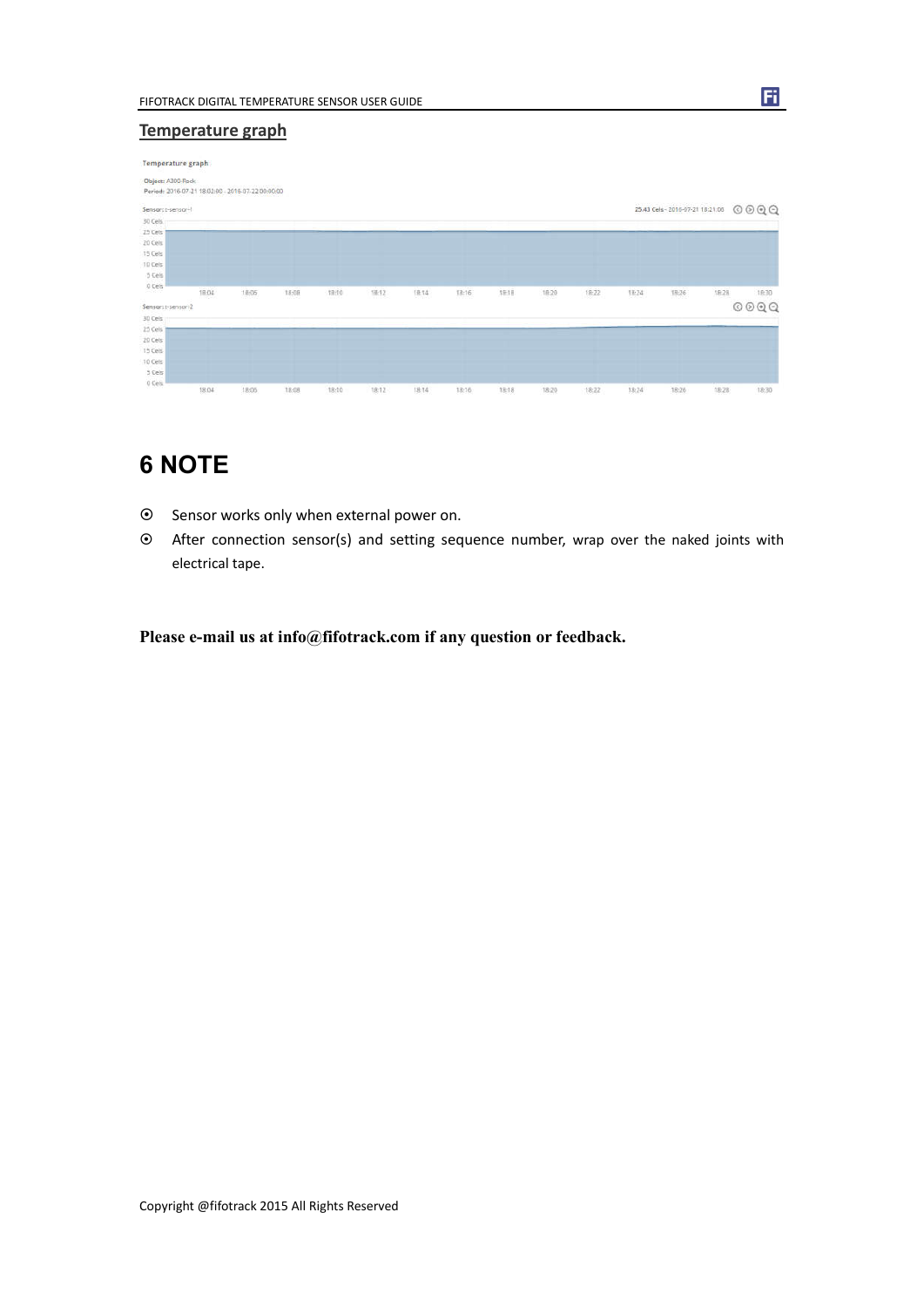## Temperature graph

Temperature graph

Object: A300-Rock

Period: 2016-07-21 18:02:00 - 2016-07-22 00:00:00

Sensor: t-sensor-1

25.43 Cels - 2016-07-21 18:21:08

30 Cels
25 Cels
20 Cels
15 Cels
10 Cels
5 Cels
0 Cels

18:04 18:06 18:08 18:10 18:12 18:14 18:16 18:18 18:20 18:22 18:24 18:26 18:28 18:30

Sensor: t-sensor-2

30 Cels
25 Cels
20 Cels
15 Cels
10 Cels
5 Cels
0 Cels

18:04 18:06 18:08 18:10 18:12 18:14 18:16 18:18 18:20 18:22 18:24 18:26 18:28 18:30

# 6 NOTE

- Sensor works only when external power on.
- After connection sensor(s) and setting sequence number, wrap over the naked joints with electrical tape.

**Please e-mail us at info@fifotrack.com if any question or feedback.**